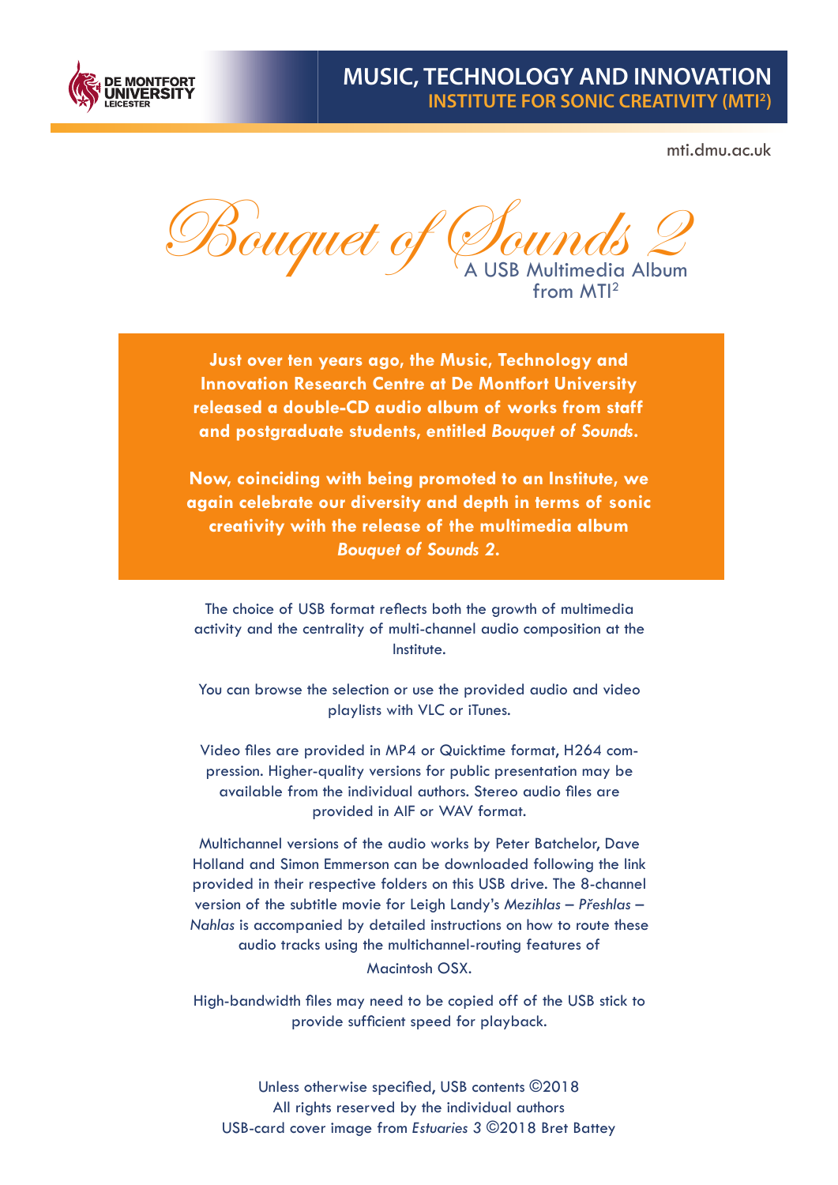DE MONTFORT UNIVERSITY LEICESTER

# MUSIC, TECHNOLOGY AND INNOVATION
## INSTITUTE FOR SONIC CREATIVITY (MTI²)

mti.dmu.ac.uk

# *Bouquet of Sounds 2*

A USB Multimedia Album from MTI²

**Just over ten years ago, the Music, Technology and Innovation Research Centre at De Montfort University released a double-CD audio album of works from staff and postgraduate students, entitled *Bouquet of Sounds*.**

**Now, coinciding with being promoted to an Institute, we again celebrate our diversity and depth in terms of sonic creativity with the release of the multimedia album *Bouquet of Sounds 2*.**

The choice of USB format reflects both the growth of multimedia activity and the centrality of multi-channel audio composition at the Institute.

You can browse the selection or use the provided audio and video playlists with VLC or iTunes.

Video files are provided in MP4 or Quicktime format, H264 compression. Higher-quality versions for public presentation may be available from the individual authors. Stereo audio files are provided in AIF or WAV format.

Multichannel versions of the audio works by Peter Batchelor, Dave Holland and Simon Emmerson can be downloaded following the link provided in their respective folders on this USB drive. The 8-channel version of the subtitle movie for Leigh Landy's *Mezihlas – Přeshlas – Nahlas* is accompanied by detailed instructions on how to route these audio tracks using the multichannel-routing features of Macintosh OSX.

High-bandwidth files may need to be copied off of the USB stick to provide sufficient speed for playback.

Unless otherwise specified, USB contents ©2018
All rights reserved by the individual authors
USB-card cover image from *Estuaries 3* ©2018 Bret Battey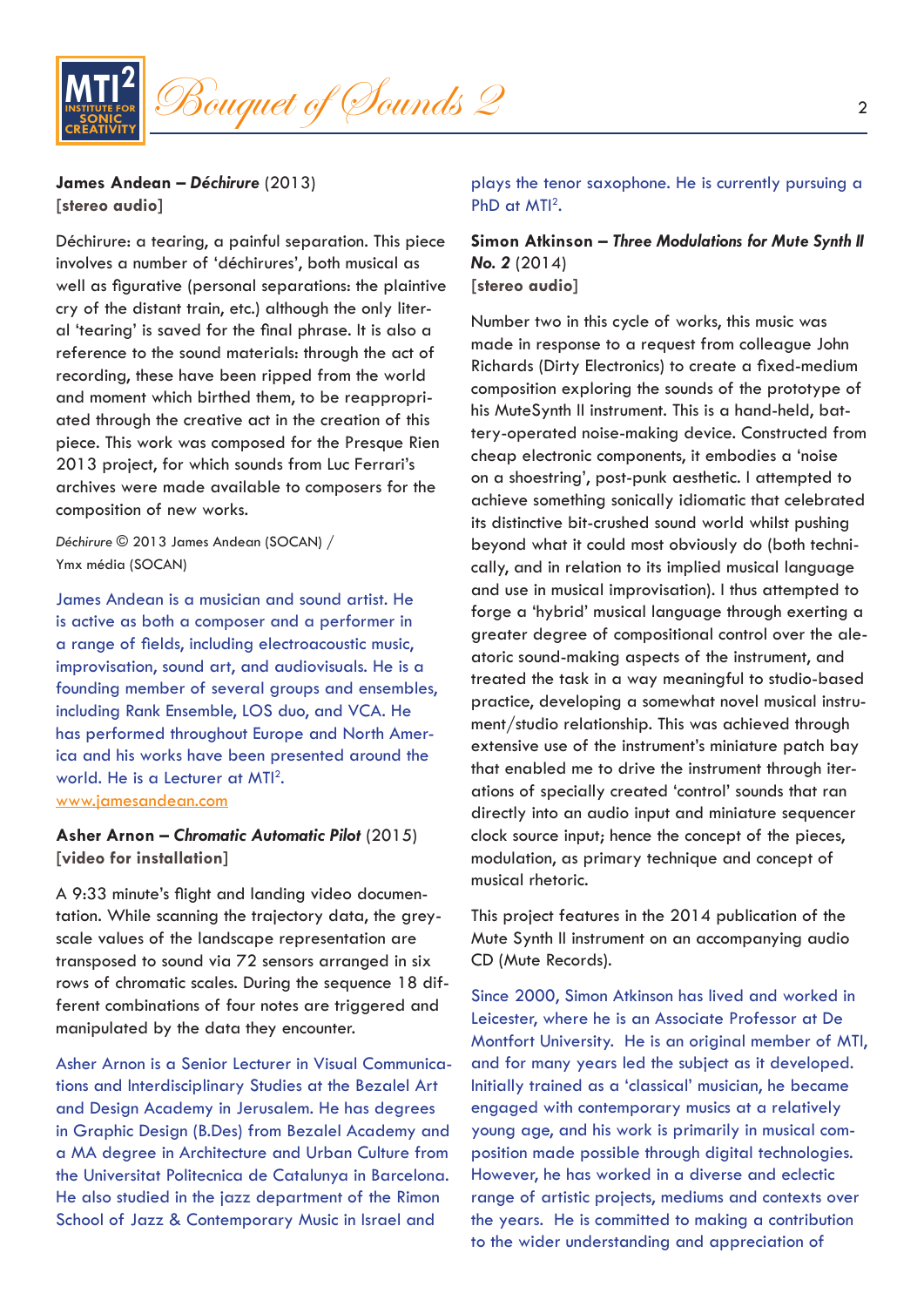**James Andean – *Déchirure*** (2013)
**[stereo audio]**

Déchirure: a tearing, a painful separation. This piece involves a number of 'déchirures', both musical as well as figurative (personal separations: the plaintive cry of the distant train, etc.) although the only literal 'tearing' is saved for the final phrase. It is also a reference to the sound materials: through the act of recording, these have been ripped from the world and moment which birthed them, to be reappropriated through the creative act in the creation of this piece. This work was composed for the Presque Rien 2013 project, for which sounds from Luc Ferrari's archives were made available to composers for the composition of new works.

*Déchirure* © 2013 James Andean (SOCAN) / Ymx média (SOCAN)

James Andean is a musician and sound artist. He is active as both a composer and a performer in a range of fields, including electroacoustic music, improvisation, sound art, and audiovisuals. He is a founding member of several groups and ensembles, including Rank Ensemble, LOS duo, and VCA. He has performed throughout Europe and North America and his works have been presented around the world. He is a Lecturer at MTI².
www.jamesandean.com

**Asher Arnon – *Chromatic Automatic Pilot*** (2015)
**[video for installation]**

A 9:33 minute's flight and landing video documentation. While scanning the trajectory data, the greyscale values of the landscape representation are transposed to sound via 72 sensors arranged in six rows of chromatic scales. During the sequence 18 different combinations of four notes are triggered and manipulated by the data they encounter.

Asher Arnon is a Senior Lecturer in Visual Communications and Interdisciplinary Studies at the Bezalel Art and Design Academy in Jerusalem. He has degrees in Graphic Design (B.Des) from Bezalel Academy and a MA degree in Architecture and Urban Culture from the Universitat Politecnica de Catalunya in Barcelona. He also studied in the jazz department of the Rimon School of Jazz & Contemporary Music in Israel and plays the tenor saxophone. He is currently pursuing a PhD at MTI².

**Simon Atkinson – *Three Modulations for Mute Synth II No. 2*** (2014)
**[stereo audio]**

Number two in this cycle of works, this music was made in response to a request from colleague John Richards (Dirty Electronics) to create a fixed-medium composition exploring the sounds of the prototype of his MuteSynth II instrument. This is a hand-held, battery-operated noise-making device. Constructed from cheap electronic components, it embodies a 'noise on a shoestring', post-punk aesthetic. I attempted to achieve something sonically idiomatic that celebrated its distinctive bit-crushed sound world whilst pushing beyond what it could most obviously do (both technically, and in relation to its implied musical language and use in musical improvisation). I thus attempted to forge a 'hybrid' musical language through exerting a greater degree of compositional control over the aleatoric sound-making aspects of the instrument, and treated the task in a way meaningful to studio-based practice, developing a somewhat novel musical instrument/studio relationship. This was achieved through extensive use of the instrument's miniature patch bay that enabled me to drive the instrument through iterations of specially created 'control' sounds that ran directly into an audio input and miniature sequencer clock source input; hence the concept of the pieces, modulation, as primary technique and concept of musical rhetoric.

This project features in the 2014 publication of the Mute Synth II instrument on an accompanying audio CD (Mute Records).

Since 2000, Simon Atkinson has lived and worked in Leicester, where he is an Associate Professor at De Montfort University. He is an original member of MTI, and for many years led the subject as it developed. Initially trained as a 'classical' musician, he became engaged with contemporary musics at a relatively young age, and his work is primarily in musical composition made possible through digital technologies. However, he has worked in a diverse and eclectic range of artistic projects, mediums and contexts over the years. He is committed to making a contribution to the wider understanding and appreciation of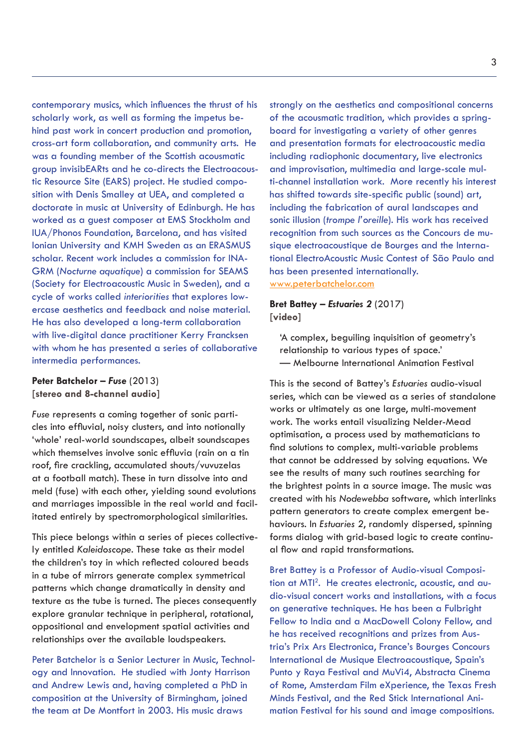contemporary musics, which influences the thrust of his scholarly work, as well as forming the impetus behind past work in concert production and promotion, cross-art form collaboration, and community arts. He was a founding member of the Scottish acousmatic group invisibEARts and he co-directs the Electroacoustic Resource Site (EARS) project. He studied composition with Denis Smalley at UEA, and completed a doctorate in music at University of Edinburgh. He has worked as a guest composer at EMS Stockholm and IUA/Phonos Foundation, Barcelona, and has visited Ionian University and KMH Sweden as an ERASMUS scholar. Recent work includes a commission for INA-GRM (*Nocturne aquatique*) a commission for SEAMS (Society for Electroacoustic Music in Sweden), and a cycle of works called *interiorities* that explores low-ercase aesthetics and feedback and noise material. He has also developed a long-term collaboration with live-digital dance practitioner Kerry Francksen with whom he has presented a series of collaborative intermedia performances.

**Peter Batchelor – *Fuse*** (2013)
**[stereo and 8-channel audio]**

*Fuse* represents a coming together of sonic particles into effluvial, noisy clusters, and into notionally 'whole' real-world soundscapes, albeit soundscapes which themselves involve sonic effluvia (rain on a tin roof, fire crackling, accumulated shouts/vuvuzelas at a football match). These in turn dissolve into and meld (fuse) with each other, yielding sound evolutions and marriages impossible in the real world and facilitated entirely by spectromorphological similarities.

This piece belongs within a series of pieces collectively entitled *Kaleidoscope*. These take as their model the children's toy in which reflected coloured beads in a tube of mirrors generate complex symmetrical patterns which change dramatically in density and texture as the tube is turned. The pieces consequently explore granular technique in peripheral, rotational, oppositional and envelopment spatial activities and relationships over the available loudspeakers.

Peter Batchelor is a Senior Lecturer in Music, Technology and Innovation. He studied with Jonty Harrison and Andrew Lewis and, having completed a PhD in composition at the University of Birmingham, joined the team at De Montfort in 2003. His music draws strongly on the aesthetics and compositional concerns of the acousmatic tradition, which provides a springboard for investigating a variety of other genres and presentation formats for electroacoustic media including radiophonic documentary, live electronics and improvisation, multimedia and large-scale multi-channel installation work. More recently his interest has shifted towards site-specific public (sound) art, including the fabrication of aural landscapes and sonic illusion (*trompe l'oreille*). His work has received recognition from such sources as the Concours de musique electroacoustique de Bourges and the International ElectroAcoustic Music Contest of São Paulo and has been presented internationally.
www.peterbatchelor.com

**Bret Battey – *Estuaries 2*** (2017)
**[video]**

> 'A complex, beguiling inquisition of geometry's relationship to various types of space.'
> — Melbourne International Animation Festival

This is the second of Battey's *Estuaries* audio-visual series, which can be viewed as a series of standalone works or ultimately as one large, multi-movement work. The works entail visualizing Nelder-Mead optimisation, a process used by mathematicians to find solutions to complex, multi-variable problems that cannot be addressed by solving equations. We see the results of many such routines searching for the brightest points in a source image. The music was created with his *Nodewebba* software, which interlinks pattern generators to create complex emergent behaviours. In *Estuaries 2*, randomly dispersed, spinning forms dialog with grid-based logic to create continual flow and rapid transformations.

Bret Battey is a Professor of Audio-visual Composition at MTI[2]. He creates electronic, acoustic, and audio-visual concert works and installations, with a focus on generative techniques. He has been a Fulbright Fellow to India and a MacDowell Colony Fellow, and he has received recognitions and prizes from Austria's Prix Ars Electronica, France's Bourges Concours International de Musique Electroacoustique, Spain's Punto y Raya Festival and MuVi4, Abstracta Cinema of Rome, Amsterdam Film eXperience, the Texas Fresh Minds Festival, and the Red Stick International Animation Festival for his sound and image compositions.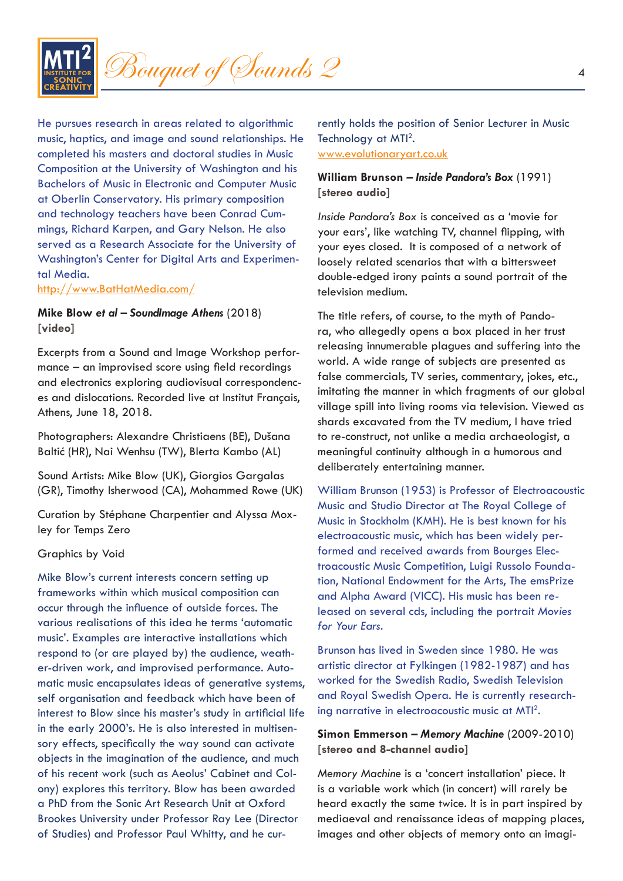He pursues research in areas related to algorithmic music, haptics, and image and sound relationships. He completed his masters and doctoral studies in Music Composition at the University of Washington and his Bachelors of Music in Electronic and Computer Music at Oberlin Conservatory. His primary composition and technology teachers have been Conrad Cummings, Richard Karpen, and Gary Nelson. He also served as a Research Associate for the University of Washington's Center for Digital Arts and Experimental Media.
http://www.BatHatMedia.com/

**Mike Blow *et al* – *SoundImage Athens*** (2018) **[video]**

Excerpts from a Sound and Image Workshop performance – an improvised score using field recordings and electronics exploring audiovisual correspondences and dislocations. Recorded live at Institut Français, Athens, June 18, 2018.

Photographers: Alexandre Christiaens (BE), Dušana Baltić (HR), Nai Wenhsu (TW), Blerta Kambo (AL)

Sound Artists: Mike Blow (UK), Giorgios Gargalas (GR), Timothy Isherwood (CA), Mohammed Rowe (UK)

Curation by Stéphane Charpentier and Alyssa Moxley for Temps Zero

Graphics by Void

Mike Blow's current interests concern setting up frameworks within which musical composition can occur through the influence of outside forces. The various realisations of this idea he terms 'automatic music'. Examples are interactive installations which respond to (or are played by) the audience, weather-driven work, and improvised performance. Automatic music encapsulates ideas of generative systems, self organisation and feedback which have been of interest to Blow since his master's study in artificial life in the early 2000's. He is also interested in multisensory effects, specifically the way sound can activate objects in the imagination of the audience, and much of his recent work (such as Aeolus' Cabinet and Colony) explores this territory. Blow has been awarded a PhD from the Sonic Art Research Unit at Oxford Brookes University under Professor Ray Lee (Director of Studies) and Professor Paul Whitty, and he currently holds the position of Senior Lecturer in Music Technology at MTI².
www.evolutionaryart.co.uk

**William Brunson – *Inside Pandora's Box*** (1991) **[stereo audio]**

*Inside Pandora's Box* is conceived as a 'movie for your ears', like watching TV, channel flipping, with your eyes closed. It is composed of a network of loosely related scenarios that with a bittersweet double-edged irony paints a sound portrait of the television medium.

The title refers, of course, to the myth of Pandora, who allegedly opens a box placed in her trust releasing innumerable plagues and suffering into the world. A wide range of subjects are presented as false commercials, TV series, commentary, jokes, etc., imitating the manner in which fragments of our global village spill into living rooms via television. Viewed as shards excavated from the TV medium, I have tried to re-construct, not unlike a media archaeologist, a meaningful continuity although in a humorous and deliberately entertaining manner.

William Brunson (1953) is Professor of Electroacoustic Music and Studio Director at The Royal College of Music in Stockholm (KMH). He is best known for his electroacoustic music, which has been widely performed and received awards from Bourges Electroacoustic Music Competition, Luigi Russolo Foundation, National Endowment for the Arts, The emsPrize and Alpha Award (VICC). His music has been released on several cds, including the portrait *Movies for Your Ears*.

Brunson has lived in Sweden since 1980. He was artistic director at Fylkingen (1982-1987) and has worked for the Swedish Radio, Swedish Television and Royal Swedish Opera. He is currently researching narrative in electroacoustic music at MTI².

**Simon Emmerson – *Memory Machine*** (2009-2010) **[stereo and 8-channel audio]**

*Memory Machine* is a 'concert installation' piece. It is a variable work which (in concert) will rarely be heard exactly the same twice. It is in part inspired by mediaeval and renaissance ideas of mapping places, images and other objects of memory onto an imagi-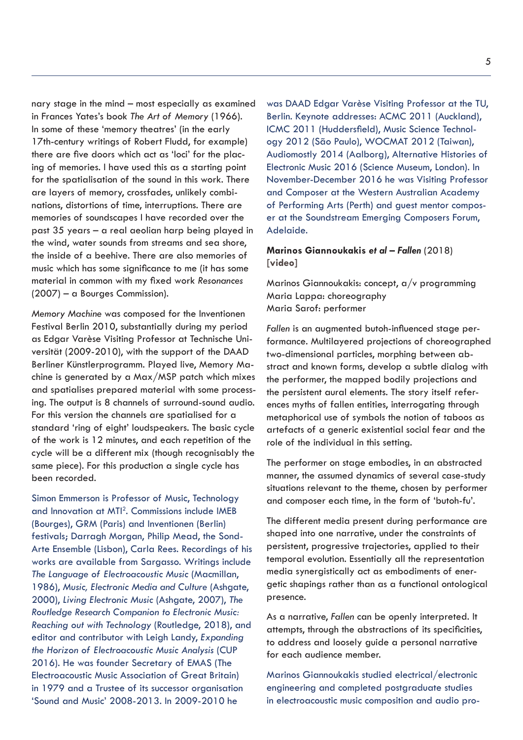nary stage in the mind – most especially as examined in Frances Yates's book *The Art of Memory* (1966). In some of these 'memory theatres' (in the early 17th-century writings of Robert Fludd, for example) there are five doors which act as 'loci' for the placing of memories. I have used this as a starting point for the spatialisation of the sound in this work. There are layers of memory, crossfades, unlikely combinations, distortions of time, interruptions. There are memories of soundscapes I have recorded over the past 35 years – a real aeolian harp being played in the wind, water sounds from streams and sea shore, the inside of a beehive. There are also memories of music which has some significance to me (it has some material in common with my fixed work *Resonances* (2007) – a Bourges Commission).

*Memory Machine* was composed for the Inventionen Festival Berlin 2010, substantially during my period as Edgar Varèse Visiting Professor at Technische Universität (2009-2010), with the support of the DAAD Berliner Künstlerprogramm. Played live, Memory Machine is generated by a Max/MSP patch which mixes and spatialises prepared material with some processing. The output is 8 channels of surround-sound audio. For this version the channels are spatialised for a standard 'ring of eight' loudspeakers. The basic cycle of the work is 12 minutes, and each repetition of the cycle will be a different mix (though recognisably the same piece). For this production a single cycle has been recorded.

Simon Emmerson is Professor of Music, Technology and Innovation at MTI[2]. Commissions include IMEB (Bourges), GRM (Paris) and Inventionen (Berlin) festivals; Darragh Morgan, Philip Mead, the Sond-Arte Ensemble (Lisbon), Carla Rees. Recordings of his works are available from Sargasso. Writings include *The Language of Electroacoustic Music* (Macmillan, 1986), *Music, Electronic Media and Culture* (Ashgate, 2000), *Living Electronic Music* (Ashgate, 2007), *The Routledge Research Companion to Electronic Music: Reaching out with Technology* (Routledge, 2018), and editor and contributor with Leigh Landy, *Expanding the Horizon of Electroacoustic Music Analysis* (CUP 2016). He was founder Secretary of EMAS (The Electroacoustic Music Association of Great Britain) in 1979 and a Trustee of its successor organisation 'Sound and Music' 2008-2013. In 2009-2010 he was DAAD Edgar Varèse Visiting Professor at the TU, Berlin. Keynote addresses: ACMC 2011 (Auckland), ICMC 2011 (Huddersfield), Music Science Technology 2012 (São Paulo), WOCMAT 2012 (Taiwan), Audiomostly 2014 (Aalborg), Alternative Histories of Electronic Music 2016 (Science Museum, London). In November-December 2016 he was Visiting Professor and Composer at the Western Australian Academy of Performing Arts (Perth) and guest mentor composer at the Soundstream Emerging Composers Forum, Adelaide.

**Marinos Giannoukakis *et al* – *Fallen*** (2018) **[video]**

Marinos Giannoukakis: concept, a/v programming
Maria Lappa: choreography
Maria Sarof: performer

*Fallen* is an augmented butoh-influenced stage performance. Multilayered projections of choreographed two-dimensional particles, morphing between abstract and known forms, develop a subtle dialog with the performer, the mapped bodily projections and the persistent aural elements. The story itself references myths of fallen entities, interrogating through metaphorical use of symbols the notion of taboos as artefacts of a generic existential social fear and the role of the individual in this setting.

The performer on stage embodies, in an abstracted manner, the assumed dynamics of several case-study situations relevant to the theme, chosen by performer and composer each time, in the form of 'butoh-fu'.

The different media present during performance are shaped into one narrative, under the constraints of persistent, progressive trajectories, applied to their temporal evolution. Essentially all the representation media synergistically act as embodiments of energetic shapings rather than as a functional ontological presence.

As a narrative, *Fallen* can be openly interpreted. It attempts, through the abstractions of its specificities, to address and loosely guide a personal narrative for each audience member.

Marinos Giannoukakis studied electrical/electronic engineering and completed postgraduate studies in electroacoustic music composition and audio pro-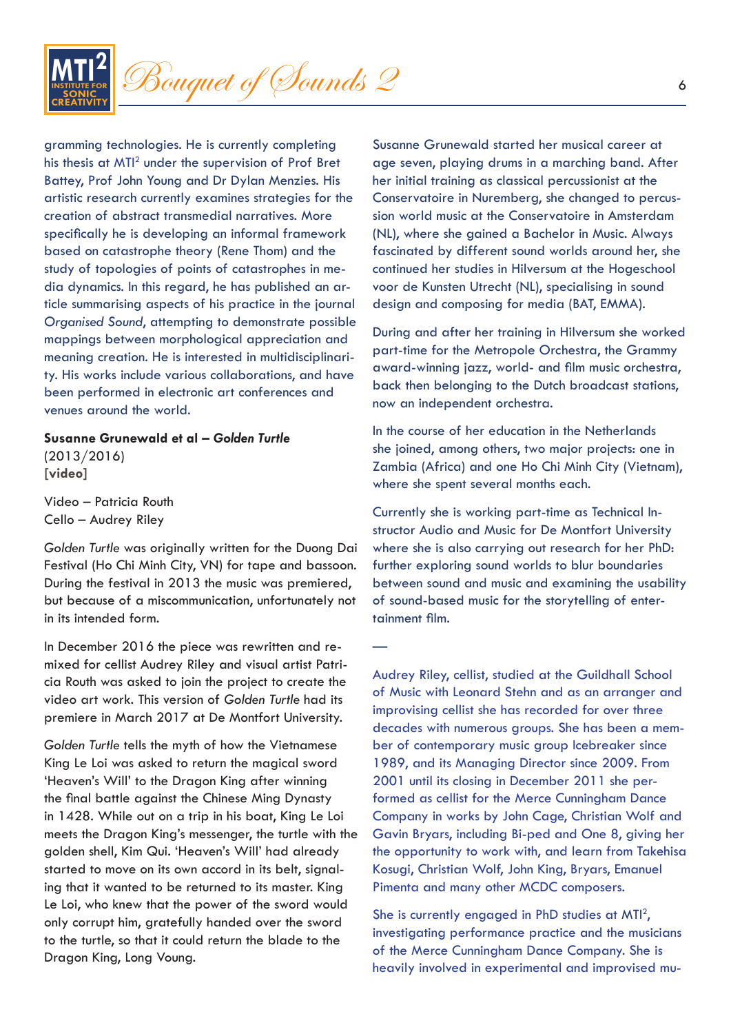gramming technologies. He is currently completing his thesis at MTI[2] under the supervision of Prof Bret Battey, Prof John Young and Dr Dylan Menzies. His artistic research currently examines strategies for the creation of abstract transmedial narratives. More specifically he is developing an informal framework based on catastrophe theory (Rene Thom) and the study of topologies of points of catastrophes in media dynamics. In this regard, he has published an article summarising aspects of his practice in the journal *Organised Sound*, attempting to demonstrate possible mappings between morphological appreciation and meaning creation. He is interested in multidisciplinarity. His works include various collaborations, and have been performed in electronic art conferences and venues around the world.

**Susanne Grunewald et al – *Golden Turtle***
(2013/2016)
**[video]**

Video – Patricia Routh
Cello – Audrey Riley

*Golden Turtle* was originally written for the Duong Dai Festival (Ho Chi Minh City, VN) for tape and bassoon. During the festival in 2013 the music was premiered, but because of a miscommunication, unfortunately not in its intended form.

In December 2016 the piece was rewritten and remixed for cellist Audrey Riley and visual artist Patricia Routh was asked to join the project to create the video art work. This version of *Golden Turtle* had its premiere in March 2017 at De Montfort University.

*Golden Turtle* tells the myth of how the Vietnamese King Le Loi was asked to return the magical sword 'Heaven's Will' to the Dragon King after winning the final battle against the Chinese Ming Dynasty in 1428. While out on a trip in his boat, King Le Loi meets the Dragon King's messenger, the turtle with the golden shell, Kim Qui. 'Heaven's Will' had already started to move on its own accord in its belt, signaling that it wanted to be returned to its master. King Le Loi, who knew that the power of the sword would only corrupt him, gratefully handed over the sword to the turtle, so that it could return the blade to the Dragon King, Long Voung.

Susanne Grunewald started her musical career at age seven, playing drums in a marching band. After her initial training as classical percussionist at the Conservatoire in Nuremberg, she changed to percussion world music at the Conservatoire in Amsterdam (NL), where she gained a Bachelor in Music. Always fascinated by different sound worlds around her, she continued her studies in Hilversum at the Hogeschool voor de Kunsten Utrecht (NL), specialising in sound design and composing for media (BAT, EMMA).

During and after her training in Hilversum she worked part-time for the Metropole Orchestra, the Grammy award-winning jazz, world- and film music orchestra, back then belonging to the Dutch broadcast stations, now an independent orchestra.

In the course of her education in the Netherlands she joined, among others, two major projects: one in Zambia (Africa) and one Ho Chi Minh City (Vietnam), where she spent several months each.

Currently she is working part-time as Technical Instructor Audio and Music for De Montfort University where she is also carrying out research for her PhD: further exploring sound worlds to blur boundaries between sound and music and examining the usability of sound-based music for the storytelling of entertainment film.

—

Audrey Riley, cellist, studied at the Guildhall School of Music with Leonard Stehn and as an arranger and improvising cellist she has recorded for over three decades with numerous groups. She has been a member of contemporary music group Icebreaker since 1989, and its Managing Director since 2009. From 2001 until its closing in December 2011 she performed as cellist for the Merce Cunningham Dance Company in works by John Cage, Christian Wolf and Gavin Bryars, including Bi-ped and One 8, giving her the opportunity to work with, and learn from Takehisa Kosugi, Christian Wolf, John King, Bryars, Emanuel Pimenta and many other MCDC composers.

She is currently engaged in PhD studies at MTI[2], investigating performance practice and the musicians of the Merce Cunningham Dance Company. She is heavily involved in experimental and improvised mu-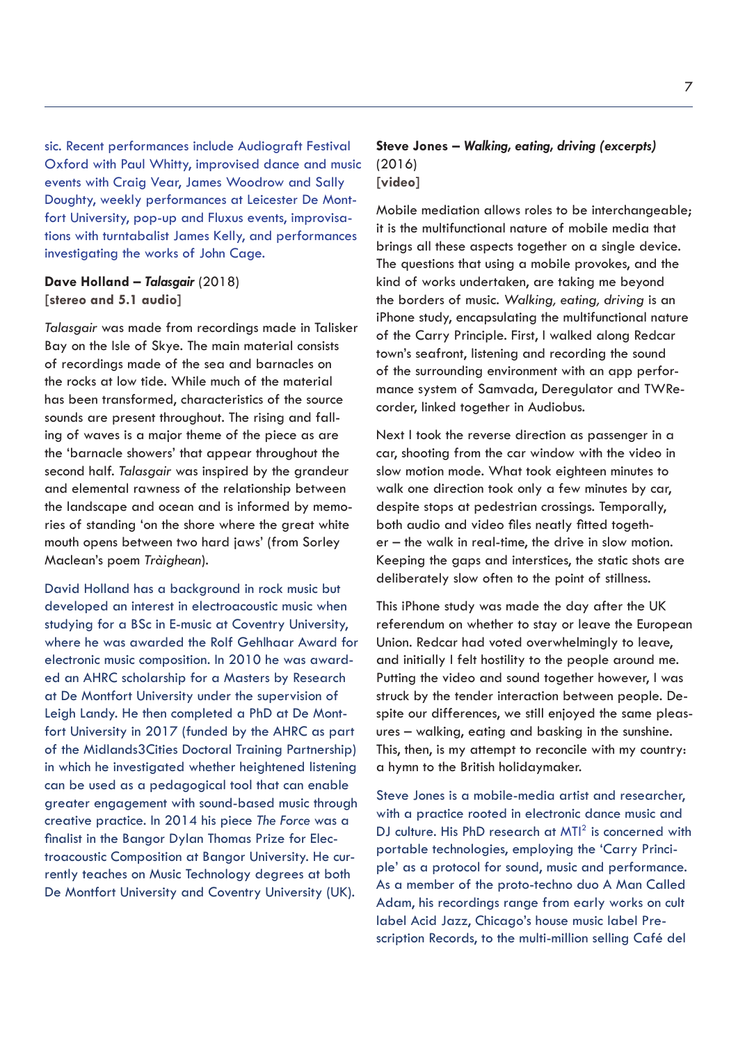sic. Recent performances include Audiograft Festival Oxford with Paul Whitty, improvised dance and music events with Craig Vear, James Woodrow and Sally Doughty, weekly performances at Leicester De Montfort University, pop-up and Fluxus events, improvisations with turntabalist James Kelly, and performances investigating the works of John Cage.

**Dave Holland – *Talasgair*** (2018)
**[stereo and 5.1 audio]**

*Talasgair* was made from recordings made in Talisker Bay on the Isle of Skye. The main material consists of recordings made of the sea and barnacles on the rocks at low tide. While much of the material has been transformed, characteristics of the source sounds are present throughout. The rising and falling of waves is a major theme of the piece as are the 'barnacle showers' that appear throughout the second half. *Talasgair* was inspired by the grandeur and elemental rawness of the relationship between the landscape and ocean and is informed by memories of standing 'on the shore where the great white mouth opens between two hard jaws' (from Sorley Maclean's poem *Tràighean*).

David Holland has a background in rock music but developed an interest in electroacoustic music when studying for a BSc in E-music at Coventry University, where he was awarded the Rolf Gehlhaar Award for electronic music composition. In 2010 he was awarded an AHRC scholarship for a Masters by Research at De Montfort University under the supervision of Leigh Landy. He then completed a PhD at De Montfort University in 2017 (funded by the AHRC as part of the Midlands3Cities Doctoral Training Partnership) in which he investigated whether heightened listening can be used as a pedagogical tool that can enable greater engagement with sound-based music through creative practice. In 2014 his piece *The Force* was a finalist in the Bangor Dylan Thomas Prize for Electroacoustic Composition at Bangor University. He currently teaches on Music Technology degrees at both De Montfort University and Coventry University (UK).

**Steve Jones – *Walking, eating, driving (excerpts)*** (2016)
**[video]**

Mobile mediation allows roles to be interchangeable; it is the multifunctional nature of mobile media that brings all these aspects together on a single device. The questions that using a mobile provokes, and the kind of works undertaken, are taking me beyond the borders of music. *Walking, eating, driving* is an iPhone study, encapsulating the multifunctional nature of the Carry Principle. First, I walked along Redcar town's seafront, listening and recording the sound of the surrounding environment with an app performance system of Samvada, Deregulator and TWRecorder, linked together in Audiobus.

Next I took the reverse direction as passenger in a car, shooting from the car window with the video in slow motion mode. What took eighteen minutes to walk one direction took only a few minutes by car, despite stops at pedestrian crossings. Temporally, both audio and video files neatly fitted together – the walk in real-time, the drive in slow motion. Keeping the gaps and interstices, the static shots are deliberately slow often to the point of stillness.

This iPhone study was made the day after the UK referendum on whether to stay or leave the European Union. Redcar had voted overwhelmingly to leave, and initially I felt hostility to the people around me. Putting the video and sound together however, I was struck by the tender interaction between people. Despite our differences, we still enjoyed the same pleasures – walking, eating and basking in the sunshine. This, then, is my attempt to reconcile with my country: a hymn to the British holidaymaker.

Steve Jones is a mobile-media artist and researcher, with a practice rooted in electronic dance music and DJ culture. His PhD research at MTI[2] is concerned with portable technologies, employing the 'Carry Principle' as a protocol for sound, music and performance. As a member of the proto-techno duo A Man Called Adam, his recordings range from early works on cult label Acid Jazz, Chicago's house music label Prescription Records, to the multi-million selling Café del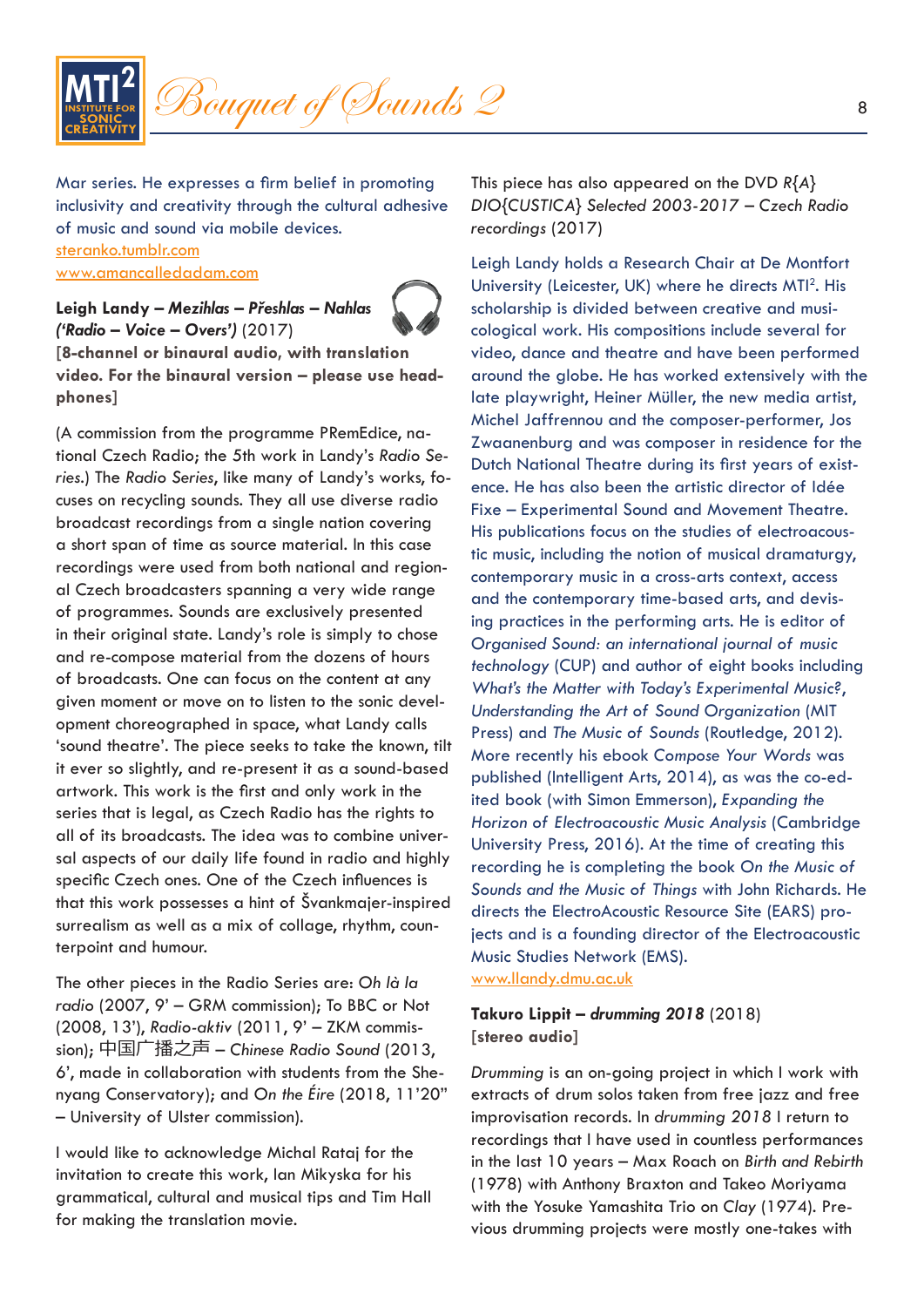Mar series. He expresses a firm belief in promoting inclusivity and creativity through the cultural adhesive of music and sound via mobile devices.
steranko.tumblr.com
www.amancalledadam.com

**Leigh Landy – *Mezihlas – Přeshlas – Nahlas* (*'Radio – Voice – Overs'*)** (2017)
**[8-channel or binaural audio, with translation video. For the binaural version – please use headphones]**

(A commission from the programme PRemEdice, national Czech Radio; the 5th work in Landy's *Radio Series*.) The *Radio Series*, like many of Landy's works, focuses on recycling sounds. They all use diverse radio broadcast recordings from a single nation covering a short span of time as source material. In this case recordings were used from both national and regional Czech broadcasters spanning a very wide range of programmes. Sounds are exclusively presented in their original state. Landy's role is simply to chose and re-compose material from the dozens of hours of broadcasts. One can focus on the content at any given moment or move on to listen to the sonic development choreographed in space, what Landy calls 'sound theatre'. The piece seeks to take the known, tilt it ever so slightly, and re-present it as a sound-based artwork. This work is the first and only work in the series that is legal, as Czech Radio has the rights to all of its broadcasts. The idea was to combine universal aspects of our daily life found in radio and highly specific Czech ones. One of the Czech influences is that this work possesses a hint of Švankmajer-inspired surrealism as well as a mix of collage, rhythm, counterpoint and humour.

The other pieces in the Radio Series are: *Oh là la radio* (2007, 9' – GRM commission); To BBC or Not (2008, 13'), *Radio-aktiv* (2011, 9' – ZKM commission); 中国广播之声 – *Chinese Radio Sound* (2013, 6', made in collaboration with students from the Shenyang Conservatory); and *On the Éire* (2018, 11'20" – University of Ulster commission).

I would like to acknowledge Michal Rataj for the invitation to create this work, Ian Mikyska for his grammatical, cultural and musical tips and Tim Hall for making the translation movie.

This piece has also appeared on the DVD *R{A}DIO{CUSTICA} Selected 2003-2017 – Czech Radio recordings* (2017)

Leigh Landy holds a Research Chair at De Montfort University (Leicester, UK) where he directs MTI². His scholarship is divided between creative and musicological work. His compositions include several for video, dance and theatre and have been performed around the globe. He has worked extensively with the late playwright, Heiner Müller, the new media artist, Michel Jaffrennou and the composer-performer, Jos Zwaanenburg and was composer in residence for the Dutch National Theatre during its first years of existence. He has also been the artistic director of Idée Fixe – Experimental Sound and Movement Theatre. His publications focus on the studies of electroacoustic music, including the notion of musical dramaturgy, contemporary music in a cross-arts context, access and the contemporary time-based arts, and devising practices in the performing arts. He is editor of *Organised Sound: an international journal of music technology* (CUP) and author of eight books including *What's the Matter with Today's Experimental Music?*, *Understanding the Art of Sound Organization* (MIT Press) and *The Music of Sounds* (Routledge, 2012). More recently his ebook *Compose Your Words* was published (Intelligent Arts, 2014), as was the co-edited book (with Simon Emmerson), *Expanding the Horizon of Electroacoustic Music Analysis* (Cambridge University Press, 2016). At the time of creating this recording he is completing the book *On the Music of Sounds and the Music of Things* with John Richards. He directs the ElectroAcoustic Resource Site (EARS) projects and is a founding director of the Electroacoustic Music Studies Network (EMS).
www.llandy.dmu.ac.uk

**Takuro Lippit – *drumming 2018*** (2018)
**[stereo audio]**

*Drumming* is an on-going project in which I work with extracts of drum solos taken from free jazz and free improvisation records. In *drumming 2018* I return to recordings that I have used in countless performances in the last 10 years – Max Roach on *Birth and Rebirth* (1978) with Anthony Braxton and Takeo Moriyama with the Yosuke Yamashita Trio on *Clay* (1974). Previous drumming projects were mostly one-takes with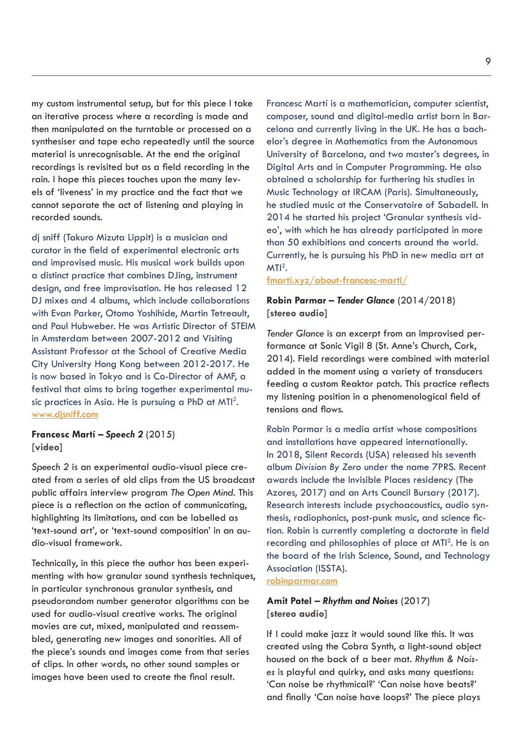my custom instrumental setup, but for this piece I take an iterative process where a recording is made and then manipulated on the turntable or processed on a synthesiser and tape echo repeatedly until the source material is unrecognisable. At the end the original recordings is revisited but as a field recording in the rain. I hope this pieces touches upon the many levels of 'liveness' in my practice and the fact that we cannot separate the act of listening and playing in recorded sounds.

dj sniff (Takuro Mizuta Lippit) is a musician and curator in the field of experimental electronic arts and improvised music. His musical work builds upon a distinct practice that combines DJing, instrument design, and free improvisation. He has released 12 DJ mixes and 4 albums, which include collaborations with Evan Parker, Otomo Yoshihide, Martin Tetreault, and Paul Hubweber. He was Artistic Director of STEIM in Amsterdam between 2007-2012 and Visiting Assistant Professor at the School of Creative Media City University Hong Kong between 2012-2017. He is now based in Tokyo and is Co-Director of AMF, a festival that aims to bring together experimental music practices in Asia. He is pursuing a PhD at MTI².
www.djsniff.com

**Francesc Martí – *Speech 2*** (2015)
**[video]**

*Speech 2* is an experimental audio-visual piece created from a series of old clips from the US broadcast public affairs interview program *The Open Mind*. This piece is a reflection on the action of communicating, highlighting its limitations, and can be labelled as 'text-sound art', or 'text-sound composition' in an audio-visual framework.

Technically, in this piece the author has been experimenting with how granular sound synthesis techniques, in particular synchronous granular synthesis, and pseudorandom number generator algorithms can be used for audio-visual creative works. The original movies are cut, mixed, manipulated and reassembled, generating new images and sonorities. All of the piece's sounds and images come from that series of clips. In other words, no other sound samples or images have been used to create the final result.

Francesc Martí is a mathematician, computer scientist, composer, sound and digital-media artist born in Barcelona and currently living in the UK. He has a bachelor's degree in Mathematics from the Autonomous University of Barcelona, and two master's degrees, in Digital Arts and in Computer Programming. He also obtained a scholarship for furthering his studies in Music Technology at IRCAM (Paris). Simultaneously, he studied music at the Conservatoire of Sabadell. In 2014 he started his project 'Granular synthesis video', with which he has already participated in more than 50 exhibitions and concerts around the world. Currently, he is pursuing his PhD in new media art at MTI².
fmarti.xyz/about-francesc-marti/

**Robin Parmar – *Tender Glance*** (2014/2018)
**[stereo audio]**

*Tender Glance* is an excerpt from an improvised performance at Sonic Vigil 8 (St. Anne's Church, Cork, 2014). Field recordings were combined with material added in the moment using a variety of transducers feeding a custom Reaktor patch. This practice reflects my listening position in a phenomenological field of tensions and flows.

Robin Parmar is a media artist whose compositions and installations have appeared internationally. In 2018, Silent Records (USA) released his seventh album *Division By Zero* under the name 7PRS. Recent awards include the Invisible Places residency (The Azores, 2017) and an Arts Council Bursary (2017). Research interests include psychoacoustics, audio synthesis, radiophonics, post-punk music, and science fiction. Robin is currently completing a doctorate in field recording and philosophies of place at MTI². He is on the board of the Irish Science, Sound, and Technology Association (ISSTA).
robinparmar.com

**Amit Patel – *Rhythm and Noises*** (2017)
**[stereo audio]**

If I could make jazz it would sound like this. It was created using the Cobra Synth, a light-sound object housed on the back of a beer mat. *Rhythm & Noises* is playful and quirky, and asks many questions: 'Can noise be rhythmical?' 'Can noise have beats?' and finally 'Can noise have loops?' The piece plays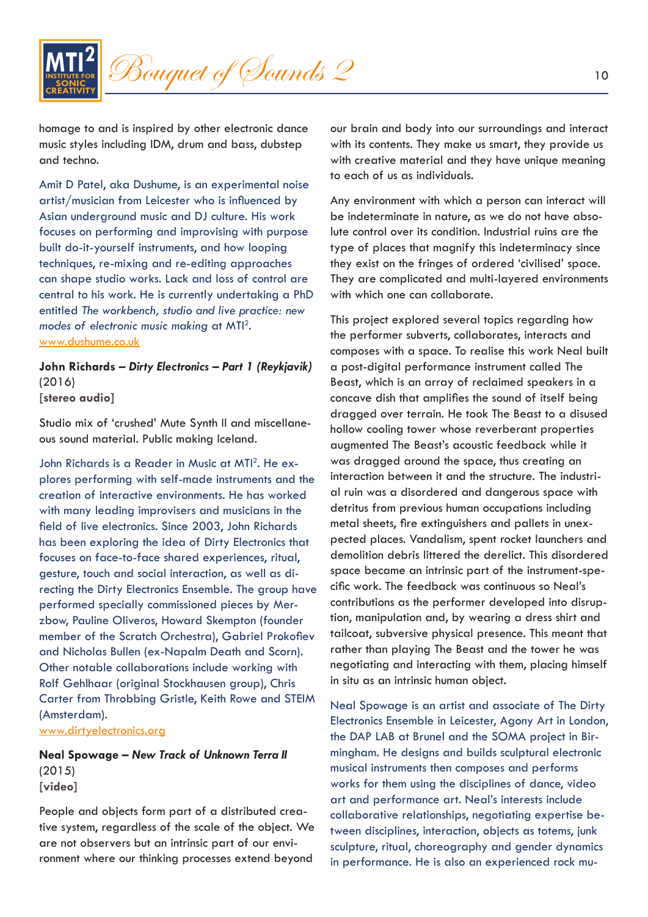homage to and is inspired by other electronic dance music styles including IDM, drum and bass, dubstep and techno.

Amit D Patel, aka Dushume, is an experimental noise artist/musician from Leicester who is influenced by Asian underground music and DJ culture. His work focuses on performing and improvising with purpose built do-it-yourself instruments, and how looping techniques, re-mixing and re-editing approaches can shape studio works. Lack and loss of control are central to his work. He is currently undertaking a PhD entitled *The workbench, studio and live practice: new modes of electronic music making* at MTI². www.dushume.co.uk

**John Richards – *Dirty Electronics – Part 1 (Reykjavik)*** (2016)
**[stereo audio]**

Studio mix of 'crushed' Mute Synth II and miscellaneous sound material. Public making Iceland.

John Richards is a Reader in Music at MTI². He explores performing with self-made instruments and the creation of interactive environments. He has worked with many leading improvisers and musicians in the field of live electronics. Since 2003, John Richards has been exploring the idea of Dirty Electronics that focuses on face-to-face shared experiences, ritual, gesture, touch and social interaction, as well as directing the Dirty Electronics Ensemble. The group have performed specially commissioned pieces by Merzbow, Pauline Oliveros, Howard Skempton (founder member of the Scratch Orchestra), Gabriel Prokofiev and Nicholas Bullen (ex-Napalm Death and Scorn). Other notable collaborations include working with Rolf Gehlhaar (original Stockhausen group), Chris Carter from Throbbing Gristle, Keith Rowe and STEIM (Amsterdam).
www.dirtyelectronics.org

**Neal Spowage – *New Track of Unknown Terra II*** (2015)
**[video]**

People and objects form part of a distributed creative system, regardless of the scale of the object. We are not observers but an intrinsic part of our environment where our thinking processes extend beyond our brain and body into our surroundings and interact with its contents. They make us smart, they provide us with creative material and they have unique meaning to each of us as individuals.

Any environment with which a person can interact will be indeterminate in nature, as we do not have absolute control over its condition. Industrial ruins are the type of places that magnify this indeterminacy since they exist on the fringes of ordered 'civilised' space. They are complicated and multi-layered environments with which one can collaborate.

This project explored several topics regarding how the performer subverts, collaborates, interacts and composes with a space. To realise this work Neal built a post-digital performance instrument called The Beast, which is an array of reclaimed speakers in a concave dish that amplifies the sound of itself being dragged over terrain. He took The Beast to a disused hollow cooling tower whose reverberant properties augmented The Beast's acoustic feedback while it was dragged around the space, thus creating an interaction between it and the structure. The industrial ruin was a disordered and dangerous space with detritus from previous human occupations including metal sheets, fire extinguishers and pallets in unexpected places. Vandalism, spent rocket launchers and demolition debris littered the derelict. This disordered space became an intrinsic part of the instrument-specific work. The feedback was continuous so Neal's contributions as the performer developed into disruption, manipulation and, by wearing a dress shirt and tailcoat, subversive physical presence. This meant that rather than playing The Beast and the tower he was negotiating and interacting with them, placing himself in situ as an intrinsic human object.

Neal Spowage is an artist and associate of The Dirty Electronics Ensemble in Leicester, Agony Art in London, the DAP LAB at Brunel and the SOMA project in Birmingham. He designs and builds sculptural electronic musical instruments then composes and performs works for them using the disciplines of dance, video art and performance art. Neal's interests include collaborative relationships, negotiating expertise between disciplines, interaction, objects as totems, junk sculpture, ritual, choreography and gender dynamics in performance. He is also an experienced rock mu-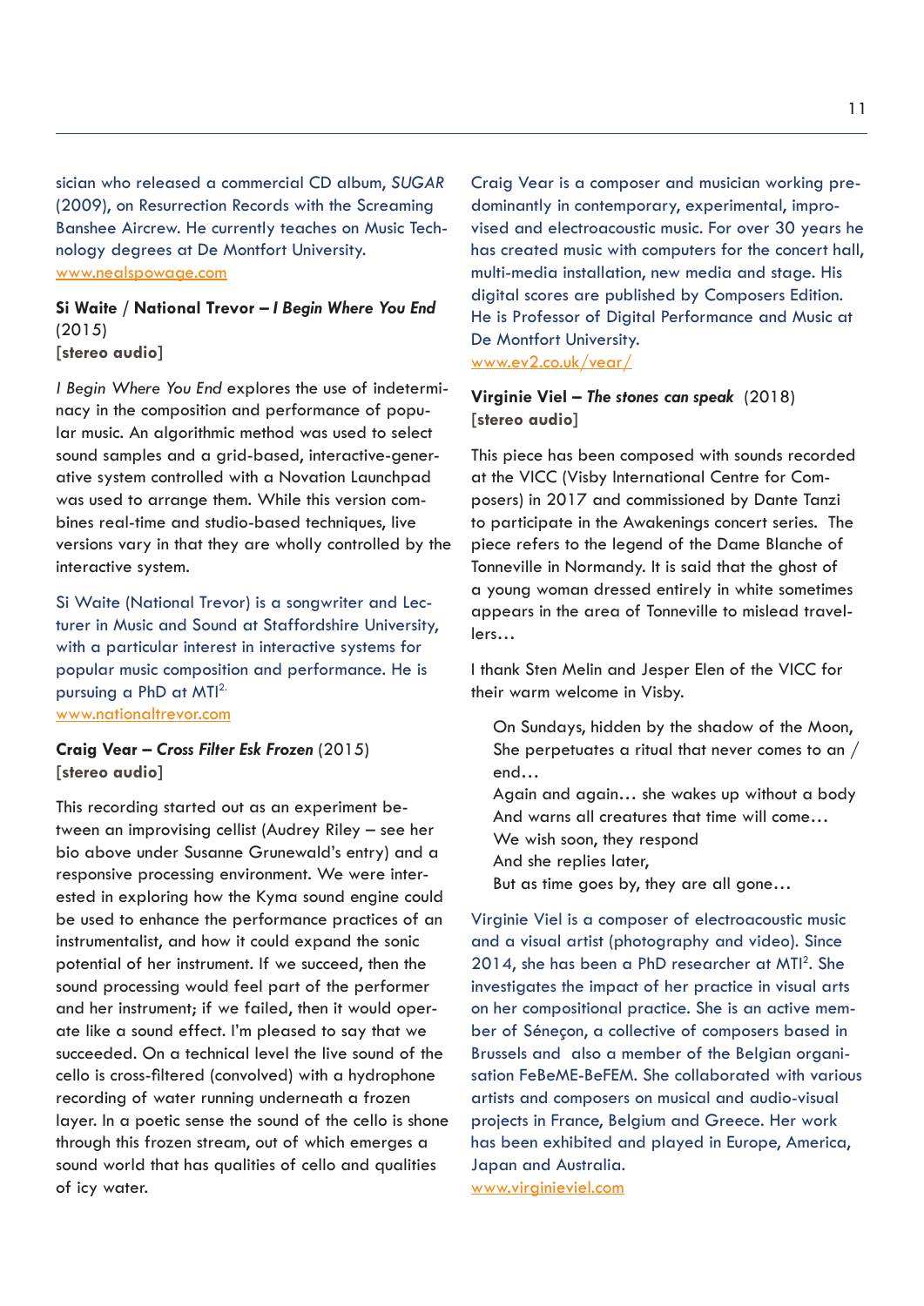sician who released a commercial CD album, *SUGAR* (2009), on Resurrection Records with the Screaming Banshee Aircrew. He currently teaches on Music Technology degrees at De Montfort University.
www.nealspowage.com

**Si Waite / National Trevor – *I Begin Where You End*** (2015)
**[stereo audio]**

*I Begin Where You End* explores the use of indeterminacy in the composition and performance of popular music. An algorithmic method was used to select sound samples and a grid-based, interactive-generative system controlled with a Novation Launchpad was used to arrange them. While this version combines real-time and studio-based techniques, live versions vary in that they are wholly controlled by the interactive system.

Si Waite (National Trevor) is a songwriter and Lecturer in Music and Sound at Staffordshire University, with a particular interest in interactive systems for popular music composition and performance. He is pursuing a PhD at MTI[2].
www.nationaltrevor.com

**Craig Vear – *Cross Filter Esk Frozen*** (2015)
**[stereo audio]**

This recording started out as an experiment between an improvising cellist (Audrey Riley – see her bio above under Susanne Grunewald's entry) and a responsive processing environment. We were interested in exploring how the Kyma sound engine could be used to enhance the performance practices of an instrumentalist, and how it could expand the sonic potential of her instrument. If we succeed, then the sound processing would feel part of the performer and her instrument; if we failed, then it would operate like a sound effect. I'm pleased to say that we succeeded. On a technical level the live sound of the cello is cross-filtered (convolved) with a hydrophone recording of water running underneath a frozen layer. In a poetic sense the sound of the cello is shone through this frozen stream, out of which emerges a sound world that has qualities of cello and qualities of icy water.

Craig Vear is a composer and musician working predominantly in contemporary, experimental, improvised and electroacoustic music. For over 30 years he has created music with computers for the concert hall, multi-media installation, new media and stage. His digital scores are published by Composers Edition. He is Professor of Digital Performance and Music at De Montfort University.
www.ev2.co.uk/vear/

**Virginie Viel – *The stones can speak*** (2018)
**[stereo audio]**

This piece has been composed with sounds recorded at the VICC (Visby International Centre for Composers) in 2017 and commissioned by Dante Tanzi to participate in the Awakenings concert series. The piece refers to the legend of the Dame Blanche of Tonneville in Normandy. It is said that the ghost of a young woman dressed entirely in white sometimes appears in the area of Tonneville to mislead travellers…

I thank Sten Melin and Jesper Elen of the VICC for their warm welcome in Visby.

> On Sundays, hidden by the shadow of the Moon,
> She perpetuates a ritual that never comes to an / end…
> Again and again… she wakes up without a body
> And warns all creatures that time will come…
> We wish soon, they respond
> And she replies later,
> But as time goes by, they are all gone…

Virginie Viel is a composer of electroacoustic music and a visual artist (photography and video). Since 2014, she has been a PhD researcher at MTI[2]. She investigates the impact of her practice in visual arts on her compositional practice. She is an active member of Sénéçon, a collective of composers based in Brussels and also a member of the Belgian organisation FeBeME-BeFEM. She collaborated with various artists and composers on musical and audio-visual projects in France, Belgium and Greece. Her work has been exhibited and played in Europe, America, Japan and Australia.
www.virginieviel.com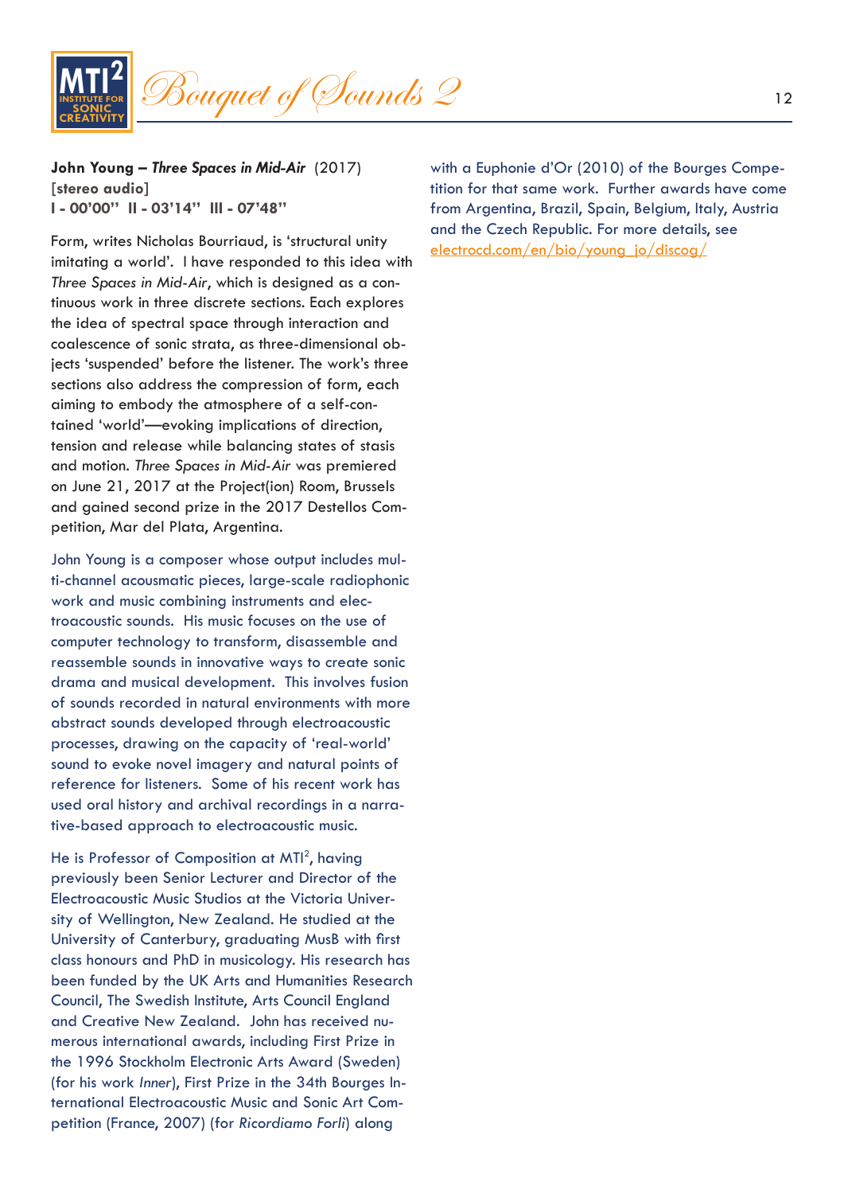**John Young – *Three Spaces in Mid-Air*** (2017)
**[stereo audio]**
**I - 00'00" II - 03'14" III - 07'48"**

Form, writes Nicholas Bourriaud, is 'structural unity imitating a world'. I have responded to this idea with *Three Spaces in Mid-Air*, which is designed as a continuous work in three discrete sections. Each explores the idea of spectral space through interaction and coalescence of sonic strata, as three-dimensional objects 'suspended' before the listener. The work's three sections also address the compression of form, each aiming to embody the atmosphere of a self-contained 'world'—evoking implications of direction, tension and release while balancing states of stasis and motion. *Three Spaces in Mid-Air* was premiered on June 21, 2017 at the Project(ion) Room, Brussels and gained second prize in the 2017 Destellos Competition, Mar del Plata, Argentina.

John Young is a composer whose output includes multi-channel acousmatic pieces, large-scale radiophonic work and music combining instruments and electroacoustic sounds. His music focuses on the use of computer technology to transform, disassemble and reassemble sounds in innovative ways to create sonic drama and musical development. This involves fusion of sounds recorded in natural environments with more abstract sounds developed through electroacoustic processes, drawing on the capacity of 'real-world' sound to evoke novel imagery and natural points of reference for listeners. Some of his recent work has used oral history and archival recordings in a narrative-based approach to electroacoustic music.

He is Professor of Composition at MTI$^2$, having previously been Senior Lecturer and Director of the Electroacoustic Music Studios at the Victoria University of Wellington, New Zealand. He studied at the University of Canterbury, graduating MusB with first class honours and PhD in musicology. His research has been funded by the UK Arts and Humanities Research Council, The Swedish Institute, Arts Council England and Creative New Zealand. John has received numerous international awards, including First Prize in the 1996 Stockholm Electronic Arts Award (Sweden) (for his work *Inner*), First Prize in the 34th Bourges International Electroacoustic Music and Sonic Art Competition (France, 2007) (for *Ricordiamo Forlì*) along with a Euphonie d'Or (2010) of the Bourges Competition for that same work. Further awards have come from Argentina, Brazil, Spain, Belgium, Italy, Austria and the Czech Republic. For more details, see electrocd.com/en/bio/young_jo/discog/